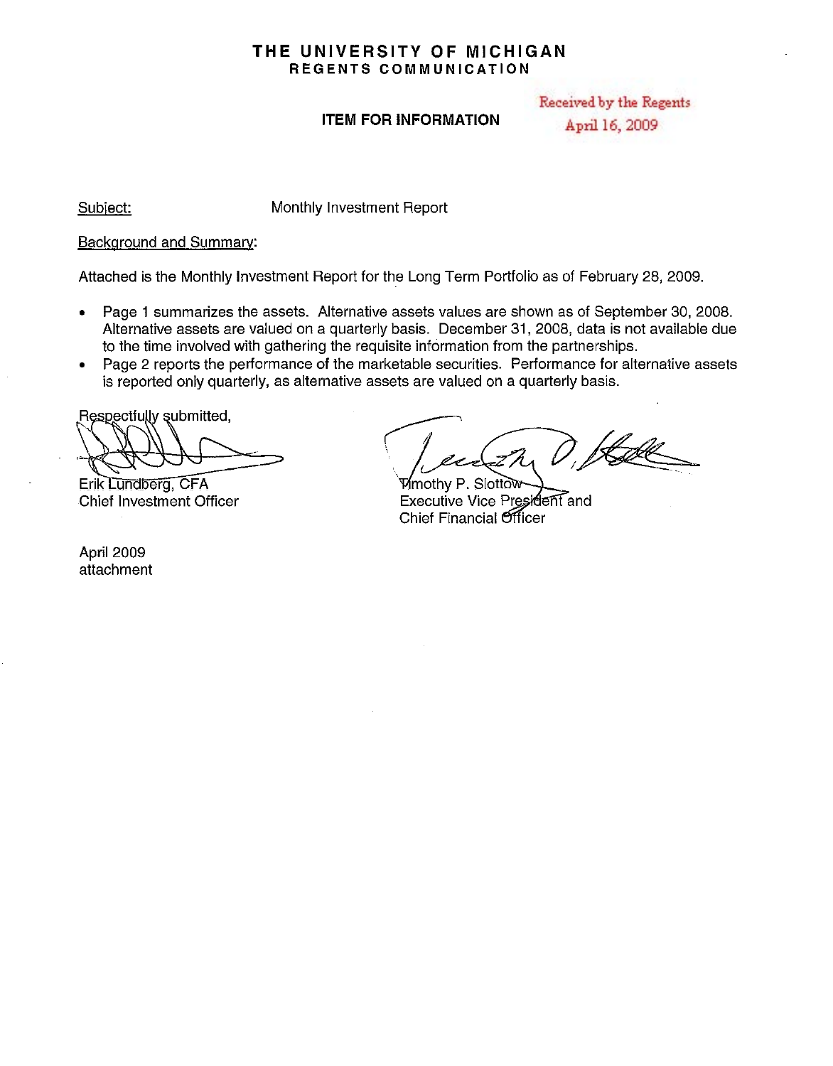# THE UNIVERSITY OF MICHIGAN
## REGENTS COMMUNICATION

**ITEM FOR INFORMATION**

Received by the Regents
April 16, 2009

Subject: Monthly Investment Report

Background and Summary:

Attached is the Monthly Investment Report for the Long Term Portfolio as of February 28, 2009.

- Page 1 summarizes the assets. Alternative assets values are shown as of September 30, 2008. Alternative assets are valued on a quarterly basis. December 31, 2008, data is not available due to the time involved with gathering the requisite information from the partnerships.
- Page 2 reports the performance of the marketable securities. Performance for alternative assets is reported only quarterly, as alternative assets are valued on a quarterly basis.

Respectfully submitted,

Erik Lundberg, CFA
Chief Investment Officer

Timothy P. Slottow
Executive Vice President and
Chief Financial Officer

April 2009
attachment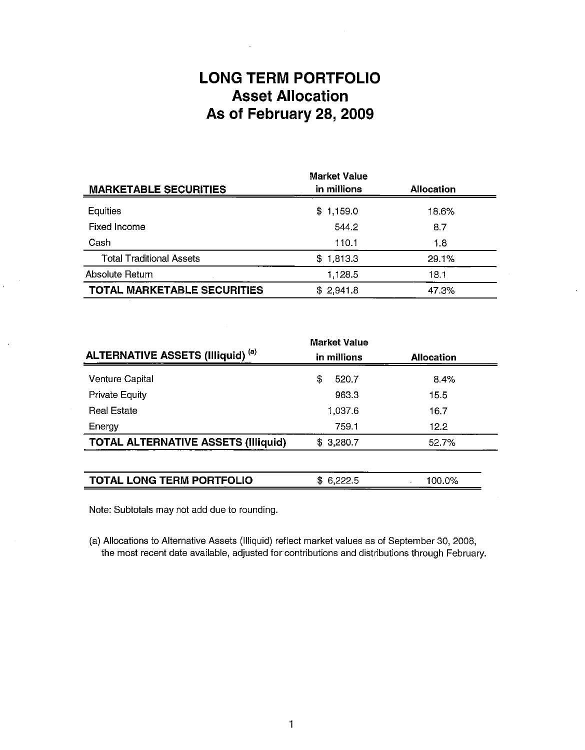# LONG TERM PORTFOLIO
# Asset Allocation
# As of February 28, 2009

| MARKETABLE SECURITIES | Market Value in millions | Allocation |
|---|---|---|
| Equities | $ 1,159.0 | 18.6% |
| Fixed Income | 544.2 | 8.7 |
| Cash | 110.1 | 1.8 |
| Total Traditional Assets | $ 1,813.3 | 29.1% |
| Absolute Return | 1,128.5 | 18.1 |
| **TOTAL MARKETABLE SECURITIES** | $ 2,941.8 | 47.3% |

| ALTERNATIVE ASSETS (Illiquid) [(a)] | Market Value in millions | Allocation |
|---|---|---|
| Venture Capital | $ 520.7 | 8.4% |
| Private Equity | 963.3 | 15.5 |
| Real Estate | 1,037.6 | 16.7 |
| Energy | 759.1 | 12.2 |
| **TOTAL ALTERNATIVE ASSETS (Illiquid)** | $ 3,280.7 | 52.7% |

| | | |
|---|---|---|
| **TOTAL LONG TERM PORTFOLIO** | $ 6,222.5 | 100.0% |

Note: Subtotals may not add due to rounding.

(a) Allocations to Alternative Assets (Illiquid) reflect market values as of September 30, 2008, the most recent date available, adjusted for contributions and distributions through February.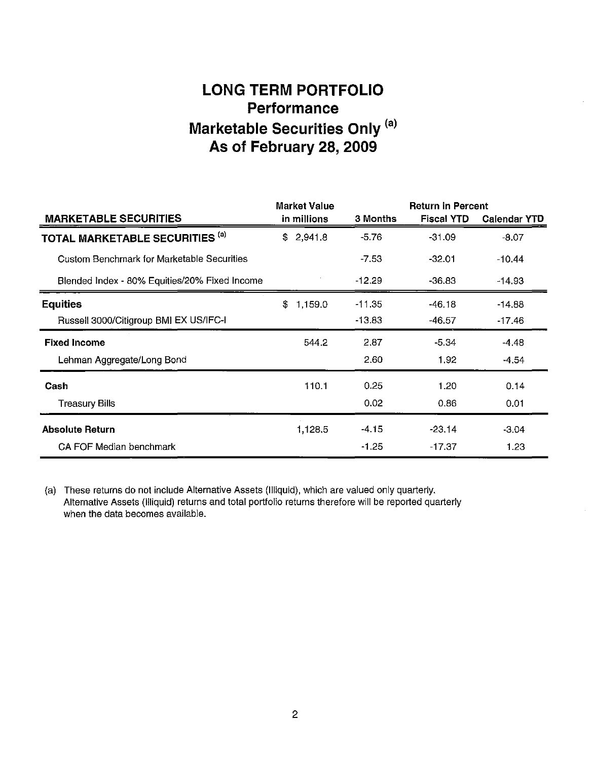# LONG TERM PORTFOLIO
## Performance
## Marketable Securities Only [(a)]
## As of February 28, 2009

| MARKETABLE SECURITIES | Market Value in millions | 3 Months | Return in Percent Fiscal YTD | Calendar YTD |
|---|---|---|---|---|
| **TOTAL MARKETABLE SECURITIES [(a)]** | $ 2,941.8 | -5.76 | -31.09 | -8.07 |
| Custom Benchmark for Marketable Securities | | -7.53 | -32.01 | -10.44 |
| Blended Index - 80% Equities/20% Fixed Income | | -12.29 | -36.83 | -14.93 |
| **Equities** | $ 1,159.0 | -11.35 | -46.18 | -14.88 |
| Russell 3000/Citigroup BMI EX US/IFC-I | | -13.83 | -46.57 | -17.46 |
| **Fixed Income** | 544.2 | 2.87 | -5.34 | -4.48 |
| Lehman Aggregate/Long Bond | | 2.60 | 1.92 | -4.54 |
| **Cash** | 110.1 | 0.25 | 1.20 | 0.14 |
| Treasury Bills | | 0.02 | 0.86 | 0.01 |
| **Absolute Return** | 1,128.5 | -4.15 | -23.14 | -3.04 |
| CA FOF Median benchmark | | -1.25 | -17.37 | 1.23 |

(a) These returns do not include Alternative Assets (Illiquid), which are valued only quarterly. Alternative Assets (Illiquid) returns and total portfolio returns therefore will be reported quarterly when the data becomes available.